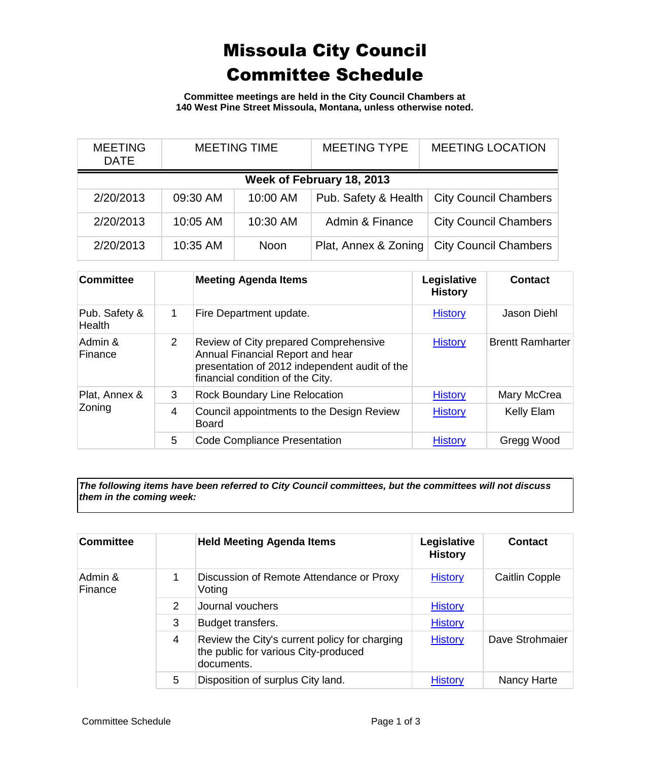# Missoula City Council Committee Schedule

**Committee meetings are held in the City Council Chambers at 140 West Pine Street Missoula, Montana, unless otherwise noted.**

| MEETING DATE | MEETING TIME | | MEETING TYPE | MEETING LOCATION |
|---|---|---|---|---|
| **Week of February 18, 2013** | | | | |
| 2/20/2013 | 09:30 AM | 10:00 AM | Pub. Safety & Health | City Council Chambers |
| 2/20/2013 | 10:05 AM | 10:30 AM | Admin & Finance | City Council Chambers |
| 2/20/2013 | 10:35 AM | Noon | Plat, Annex & Zoning | City Council Chambers |

| Committee | | Meeting Agenda Items | Legislative History | Contact |
|---|---|---|---|---|
| Pub. Safety & Health | 1 | Fire Department update. | History | Jason Diehl |
| Admin & Finance | 2 | Review of City prepared Comprehensive Annual Financial Report and hear presentation of 2012 independent audit of the financial condition of the City. | History | Brentt Ramharter |
| Plat, Annex & Zoning | 3 | Rock Boundary Line Relocation | History | Mary McCrea |
| | 4 | Council appointments to the Design Review Board | History | Kelly Elam |
| | 5 | Code Compliance Presentation | History | Gregg Wood |

***The following items have been referred to City Council committees, but the committees will not discuss them in the coming week:***

| Committee | | Held Meeting Agenda Items | Legislative History | Contact |
|---|---|---|---|---|
| Admin & Finance | 1 | Discussion of Remote Attendance or Proxy Voting | History | Caitlin Copple |
| | 2 | Journal vouchers | History | |
| | 3 | Budget transfers. | History | |
| | 4 | Review the City's current policy for charging the public for various City-produced documents. | History | Dave Strohmaier |
| | 5 | Disposition of surplus City land. | History | Nancy Harte |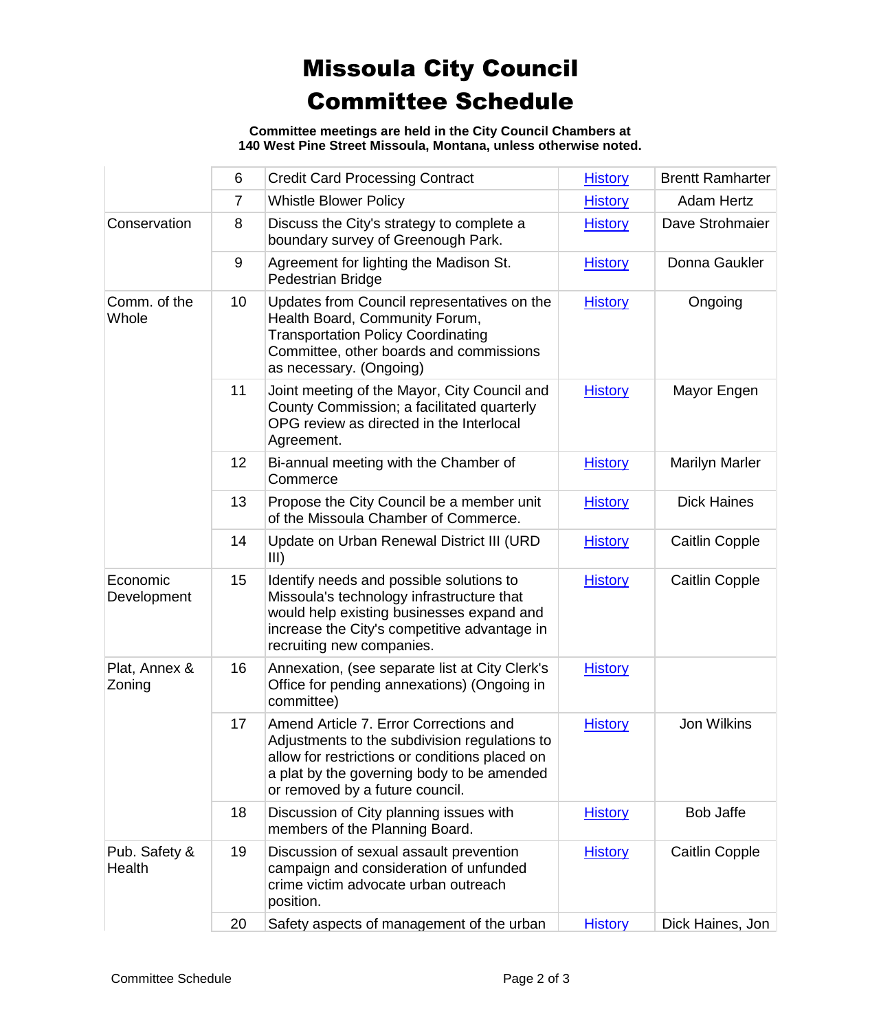# Missoula City Council Committee Schedule

**Committee meetings are held in the City Council Chambers at 140 West Pine Street Missoula, Montana, unless otherwise noted.**

| | | | | |
|---|---|---|---|---|
| | 6 | Credit Card Processing Contract | History | Brentt Ramharter |
| | 7 | Whistle Blower Policy | History | Adam Hertz |
| Conservation | 8 | Discuss the City's strategy to complete a boundary survey of Greenough Park. | History | Dave Strohmaier |
| | 9 | Agreement for lighting the Madison St. Pedestrian Bridge | History | Donna Gaukler |
| Comm. of the Whole | 10 | Updates from Council representatives on the Health Board, Community Forum, Transportation Policy Coordinating Committee, other boards and commissions as necessary. (Ongoing) | History | Ongoing |
| | 11 | Joint meeting of the Mayor, City Council and County Commission; a facilitated quarterly OPG review as directed in the Interlocal Agreement. | History | Mayor Engen |
| | 12 | Bi-annual meeting with the Chamber of Commerce | History | Marilyn Marler |
| | 13 | Propose the City Council be a member unit of the Missoula Chamber of Commerce. | History | Dick Haines |
| | 14 | Update on Urban Renewal District III (URD III) | History | Caitlin Copple |
| Economic Development | 15 | Identify needs and possible solutions to Missoula's technology infrastructure that would help existing businesses expand and increase the City's competitive advantage in recruiting new companies. | History | Caitlin Copple |
| Plat, Annex & Zoning | 16 | Annexation, (see separate list at City Clerk's Office for pending annexations) (Ongoing in committee) | History | |
| | 17 | Amend Article 7. Error Corrections and Adjustments to the subdivision regulations to allow for restrictions or conditions placed on a plat by the governing body to be amended or removed by a future council. | History | Jon Wilkins |
| | 18 | Discussion of City planning issues with members of the Planning Board. | History | Bob Jaffe |
| Pub. Safety & Health | 19 | Discussion of sexual assault prevention campaign and consideration of unfunded crime victim advocate urban outreach position. | History | Caitlin Copple |
| | 20 | Safety aspects of management of the urban | History | Dick Haines, Jon |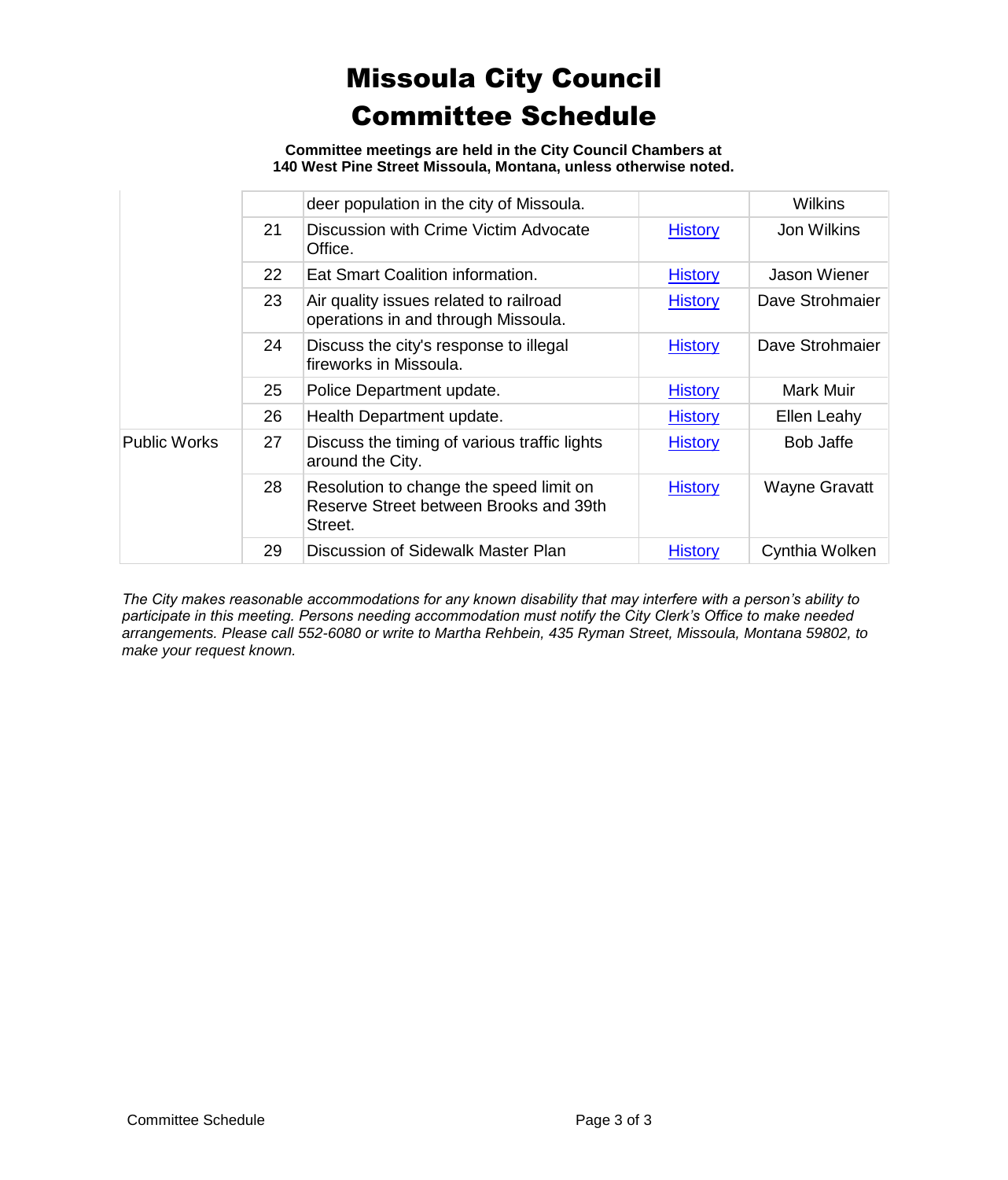# Missoula City Council Committee Schedule

**Committee meetings are held in the City Council Chambers at 140 West Pine Street Missoula, Montana, unless otherwise noted.**

| | | | | |
|---|---|---|---|---|
| | | deer population in the city of Missoula. | | Wilkins |
| | 21 | Discussion with Crime Victim Advocate Office. | History | Jon Wilkins |
| | 22 | Eat Smart Coalition information. | History | Jason Wiener |
| | 23 | Air quality issues related to railroad operations in and through Missoula. | History | Dave Strohmaier |
| | 24 | Discuss the city's response to illegal fireworks in Missoula. | History | Dave Strohmaier |
| | 25 | Police Department update. | History | Mark Muir |
| | 26 | Health Department update. | History | Ellen Leahy |
| Public Works | 27 | Discuss the timing of various traffic lights around the City. | History | Bob Jaffe |
| | 28 | Resolution to change the speed limit on Reserve Street between Brooks and 39th Street. | History | Wayne Gravatt |
| | 29 | Discussion of Sidewalk Master Plan | History | Cynthia Wolken |

*The City makes reasonable accommodations for any known disability that may interfere with a person's ability to participate in this meeting. Persons needing accommodation must notify the City Clerk's Office to make needed arrangements. Please call 552-6080 or write to Martha Rehbein, 435 Ryman Street, Missoula, Montana 59802, to make your request known.*